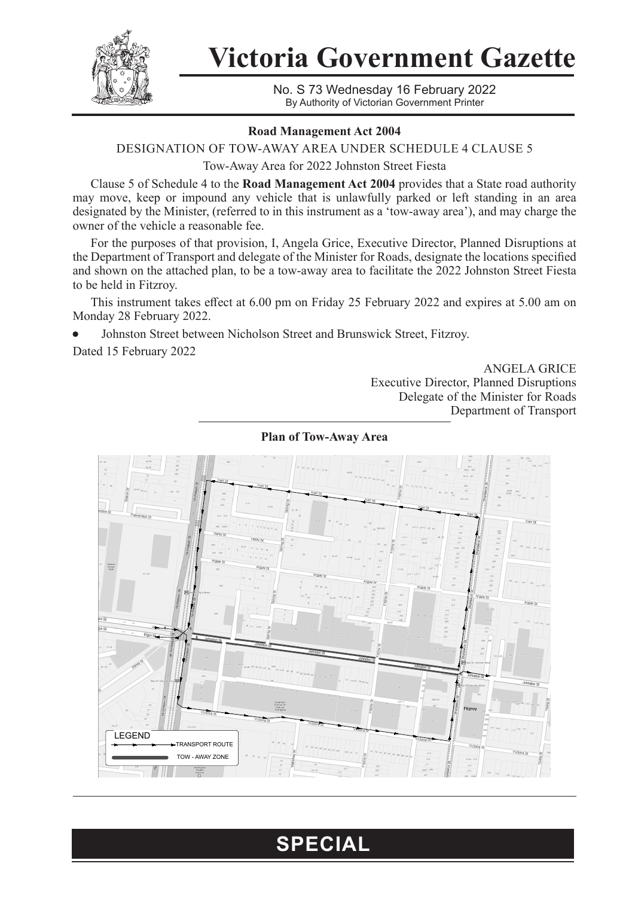# Victoria Government Gazette

No. S 73 Wednesday 16 February 2022

By Authority of Victorian Government Printer

**Road Management Act 2004**

DESIGNATION OF TOW-AWAY AREA UNDER SCHEDULE 4 CLAUSE 5

Tow-Away Area for 2022 Johnston Street Fiesta

Clause 5 of Schedule 4 to the **Road Management Act 2004** provides that a State road authority may move, keep or impound any vehicle that is unlawfully parked or left standing in an area designated by the Minister, (referred to in this instrument as a 'tow-away area'), and may charge the owner of the vehicle a reasonable fee.

For the purposes of that provision, I, Angela Grice, Executive Director, Planned Disruptions at the Department of Transport and delegate of the Minister for Roads, designate the locations specified and shown on the attached plan, to be a tow-away area to facilitate the 2022 Johnston Street Fiesta to be held in Fitzroy.

This instrument takes effect at 6.00 pm on Friday 25 February 2022 and expires at 5.00 am on Monday 28 February 2022.

- Johnston Street between Nicholson Street and Brunswick Street, Fitzroy.

Dated 15 February 2022

ANGELA GRICE
Executive Director, Planned Disruptions
Delegate of the Minister for Roads
Department of Transport

**Plan of Tow-Away Area**

LEGEND

TRANSPORT ROUTE

TOW - AWAY ZONE

**SPECIAL**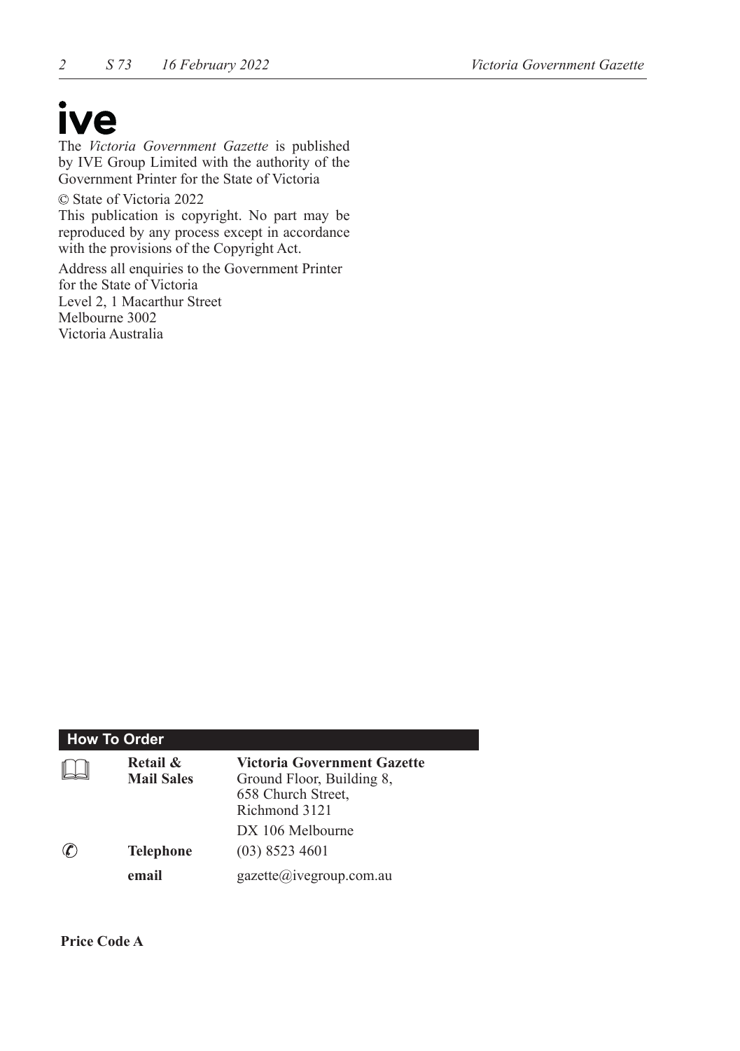ive

The *Victoria Government Gazette* is published by IVE Group Limited with the authority of the Government Printer for the State of Victoria

© State of Victoria 2022

This publication is copyright. No part may be reproduced by any process except in accordance with the provisions of the Copyright Act.

Address all enquiries to the Government Printer for the State of Victoria
Level 2, 1 Macarthur Street
Melbourne 3002
Victoria Australia

| How To Order | | |
|---|---|---|
| | **Retail & Mail Sales** | **Victoria Government Gazette** Ground Floor, Building 8, 658 Church Street, Richmond 3121 |
| | | DX 106 Melbourne |
| | **Telephone** | (03) 8523 4601 |
| | **email** | gazette@ivegroup.com.au |

**Price Code A**